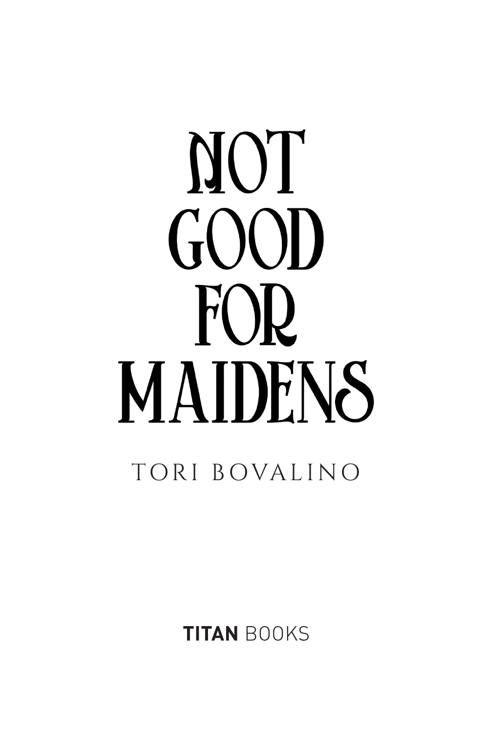# NOT GOOD FOR MAIDENS

TORI BOVALINO

**TITAN** BOOKS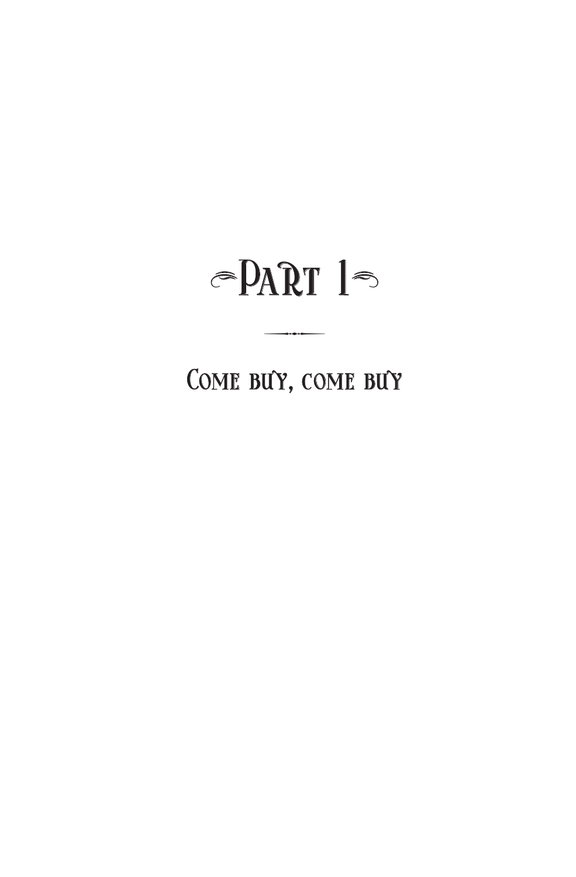# Part 1

## Come buy, come buy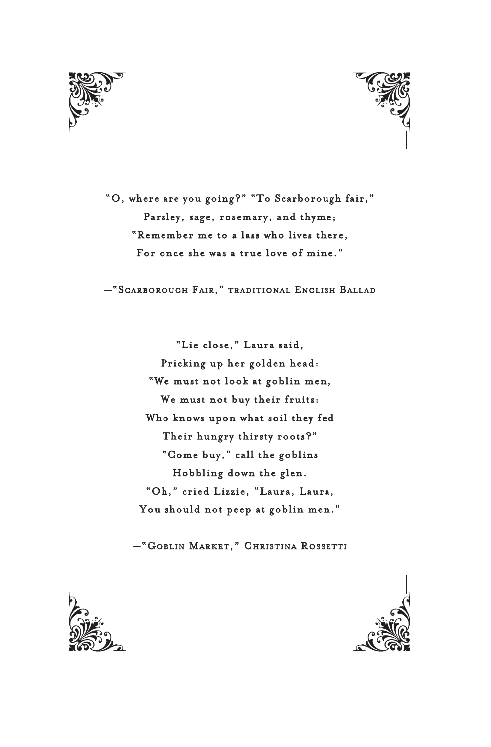"O, where are you going?" "To Scarborough fair,"
Parsley, sage, rosemary, and thyme;
"Remember me to a lass who lives there,
For once she was a true love of mine."

—"Scarborough Fair," traditional English Ballad

"Lie close," Laura said,
Pricking up her golden head:
"We must not look at goblin men,
We must not buy their fruits:
Who knows upon what soil they fed
Their hungry thirsty roots?"
"Come buy," call the goblins
Hobbling down the glen.
"Oh," cried Lizzie, "Laura, Laura,
You should not peep at goblin men."

—"Goblin Market," Christina Rossetti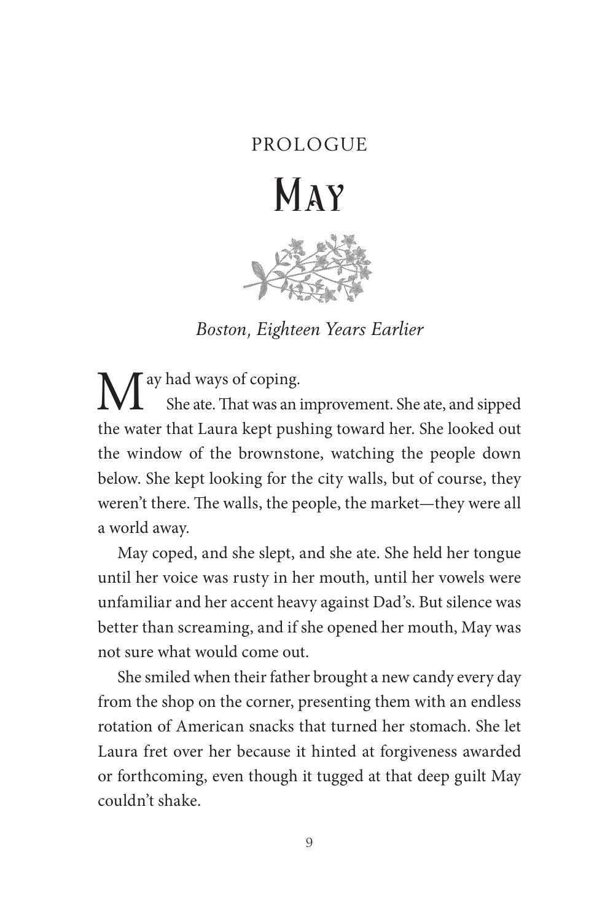PROLOGUE

# May

*Boston, Eighteen Years Earlier*

May had ways of coping.

She ate. That was an improvement. She ate, and sipped the water that Laura kept pushing toward her. She looked out the window of the brownstone, watching the people down below. She kept looking for the city walls, but of course, they weren't there. The walls, the people, the market—they were all a world away.

May coped, and she slept, and she ate. She held her tongue until her voice was rusty in her mouth, until her vowels were unfamiliar and her accent heavy against Dad's. But silence was better than screaming, and if she opened her mouth, May was not sure what would come out.

She smiled when their father brought a new candy every day from the shop on the corner, presenting them with an endless rotation of American snacks that turned her stomach. She let Laura fret over her because it hinted at forgiveness awarded or forthcoming, even though it tugged at that deep guilt May couldn't shake.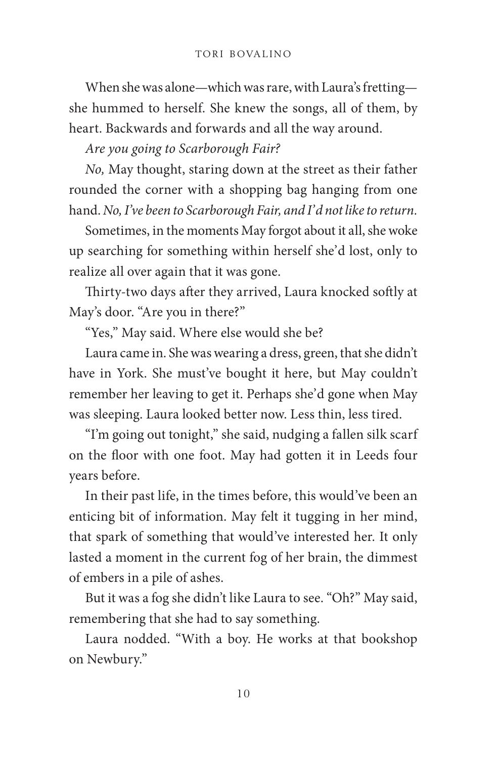When she was alone—which was rare, with Laura's fretting—she hummed to herself. She knew the songs, all of them, by heart. Backwards and forwards and all the way around.

*Are you going to Scarborough Fair?*

*No,* May thought, staring down at the street as their father rounded the corner with a shopping bag hanging from one hand. *No, I've been to Scarborough Fair, and I'd not like to return.*

Sometimes, in the moments May forgot about it all, she woke up searching for something within herself she'd lost, only to realize all over again that it was gone.

Thirty-two days after they arrived, Laura knocked softly at May's door. "Are you in there?"

"Yes," May said. Where else would she be?

Laura came in. She was wearing a dress, green, that she didn't have in York. She must've bought it here, but May couldn't remember her leaving to get it. Perhaps she'd gone when May was sleeping. Laura looked better now. Less thin, less tired.

"I'm going out tonight," she said, nudging a fallen silk scarf on the floor with one foot. May had gotten it in Leeds four years before.

In their past life, in the times before, this would've been an enticing bit of information. May felt it tugging in her mind, that spark of something that would've interested her. It only lasted a moment in the current fog of her brain, the dimmest of embers in a pile of ashes.

But it was a fog she didn't like Laura to see. "Oh?" May said, remembering that she had to say something.

Laura nodded. "With a boy. He works at that bookshop on Newbury."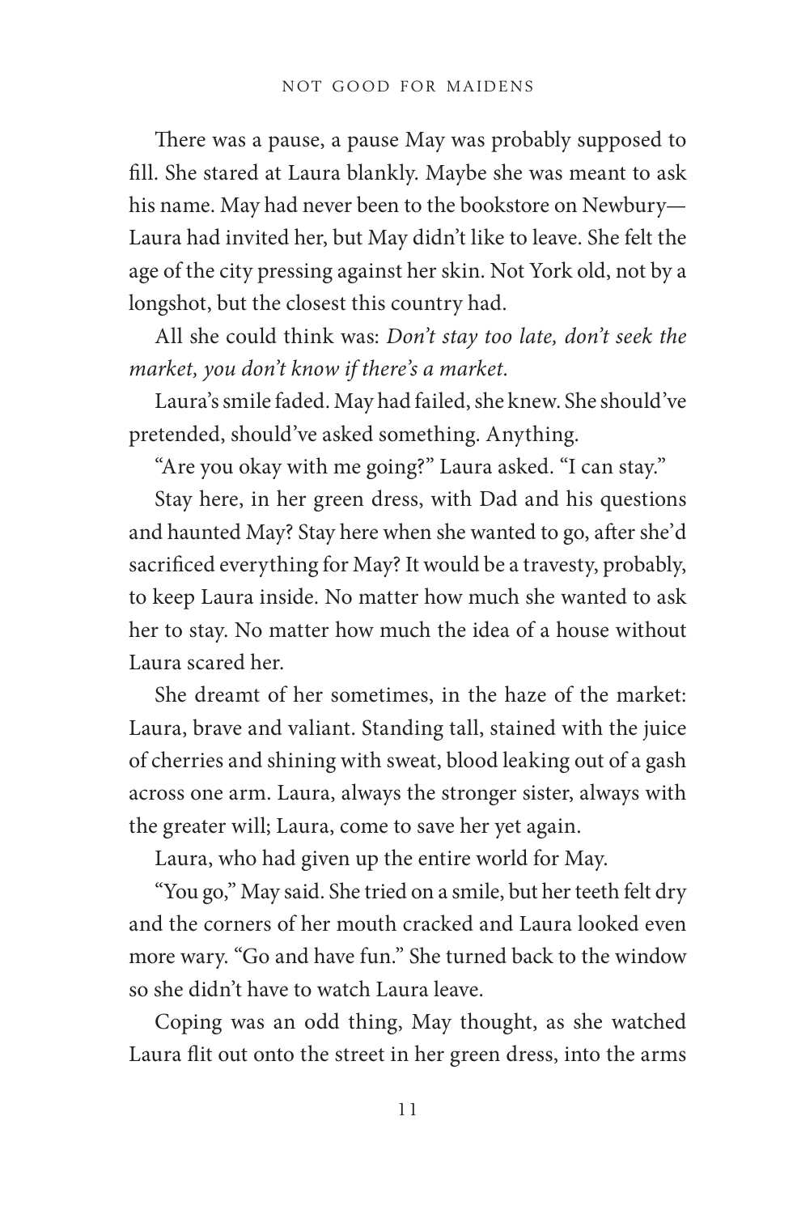There was a pause, a pause May was probably supposed to fill. She stared at Laura blankly. Maybe she was meant to ask his name. May had never been to the bookstore on Newbury—Laura had invited her, but May didn't like to leave. She felt the age of the city pressing against her skin. Not York old, not by a longshot, but the closest this country had.

All she could think was: *Don't stay too late, don't seek the market, you don't know if there's a market.*

Laura's smile faded. May had failed, she knew. She should've pretended, should've asked something. Anything.

"Are you okay with me going?" Laura asked. "I can stay."

Stay here, in her green dress, with Dad and his questions and haunted May? Stay here when she wanted to go, after she'd sacrificed everything for May? It would be a travesty, probably, to keep Laura inside. No matter how much she wanted to ask her to stay. No matter how much the idea of a house without Laura scared her.

She dreamt of her sometimes, in the haze of the market: Laura, brave and valiant. Standing tall, stained with the juice of cherries and shining with sweat, blood leaking out of a gash across one arm. Laura, always the stronger sister, always with the greater will; Laura, come to save her yet again.

Laura, who had given up the entire world for May.

"You go," May said. She tried on a smile, but her teeth felt dry and the corners of her mouth cracked and Laura looked even more wary. "Go and have fun." She turned back to the window so she didn't have to watch Laura leave.

Coping was an odd thing, May thought, as she watched Laura flit out onto the street in her green dress, into the arms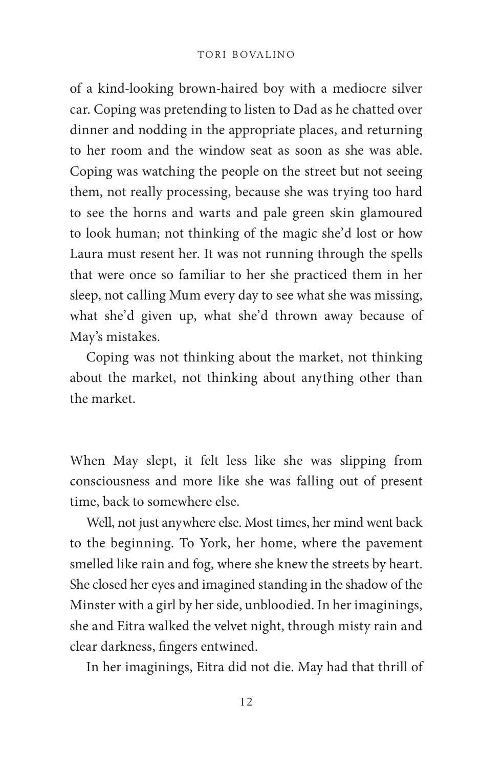of a kind-looking brown-haired boy with a mediocre silver car. Coping was pretending to listen to Dad as he chatted over dinner and nodding in the appropriate places, and returning to her room and the window seat as soon as she was able. Coping was watching the people on the street but not seeing them, not really processing, because she was trying too hard to see the horns and warts and pale green skin glamoured to look human; not thinking of the magic she'd lost or how Laura must resent her. It was not running through the spells that were once so familiar to her she practiced them in her sleep, not calling Mum every day to see what she was missing, what she'd given up, what she'd thrown away because of May's mistakes.

Coping was not thinking about the market, not thinking about the market, not thinking about anything other than the market.

When May slept, it felt less like she was slipping from consciousness and more like she was falling out of present time, back to somewhere else.

Well, not just anywhere else. Most times, her mind went back to the beginning. To York, her home, where the pavement smelled like rain and fog, where she knew the streets by heart. She closed her eyes and imagined standing in the shadow of the Minster with a girl by her side, unbloodied. In her imaginings, she and Eitra walked the velvet night, through misty rain and clear darkness, fingers entwined.

In her imaginings, Eitra did not die. May had that thrill of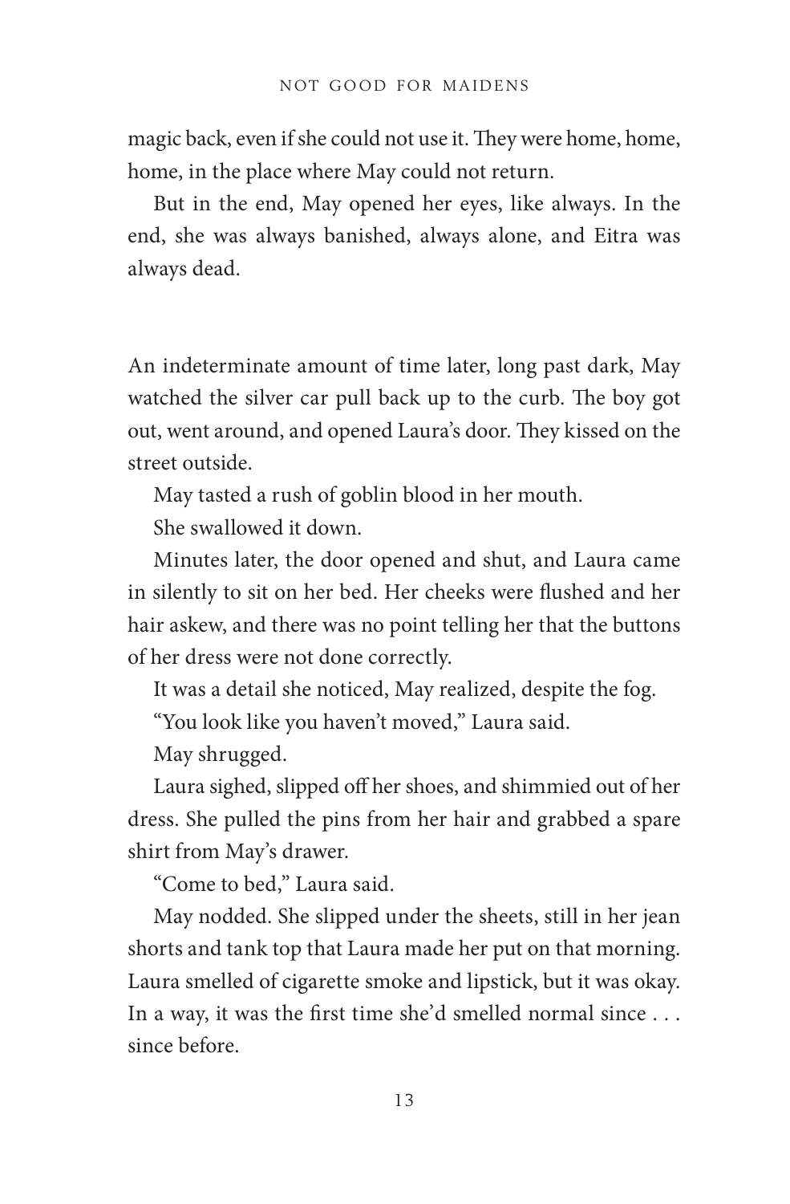magic back, even if she could not use it. They were home, home, home, in the place where May could not return.

But in the end, May opened her eyes, like always. In the end, she was always banished, always alone, and Eitra was always dead.

An indeterminate amount of time later, long past dark, May watched the silver car pull back up to the curb. The boy got out, went around, and opened Laura's door. They kissed on the street outside.

May tasted a rush of goblin blood in her mouth.

She swallowed it down.

Minutes later, the door opened and shut, and Laura came in silently to sit on her bed. Her cheeks were flushed and her hair askew, and there was no point telling her that the buttons of her dress were not done correctly.

It was a detail she noticed, May realized, despite the fog.

"You look like you haven't moved," Laura said.

May shrugged.

Laura sighed, slipped off her shoes, and shimmied out of her dress. She pulled the pins from her hair and grabbed a spare shirt from May's drawer.

"Come to bed," Laura said.

May nodded. She slipped under the sheets, still in her jean shorts and tank top that Laura made her put on that morning. Laura smelled of cigarette smoke and lipstick, but it was okay. In a way, it was the first time she'd smelled normal since . . . since before.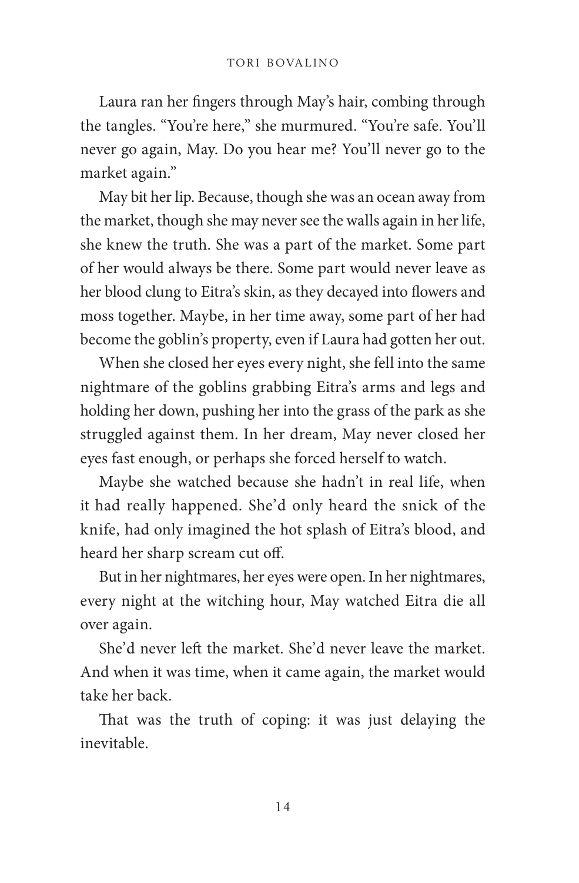Laura ran her fingers through May's hair, combing through the tangles. "You're here," she murmured. "You're safe. You'll never go again, May. Do you hear me? You'll never go to the market again."

May bit her lip. Because, though she was an ocean away from the market, though she may never see the walls again in her life, she knew the truth. She was a part of the market. Some part of her would always be there. Some part would never leave as her blood clung to Eitra's skin, as they decayed into flowers and moss together. Maybe, in her time away, some part of her had become the goblin's property, even if Laura had gotten her out.

When she closed her eyes every night, she fell into the same nightmare of the goblins grabbing Eitra's arms and legs and holding her down, pushing her into the grass of the park as she struggled against them. In her dream, May never closed her eyes fast enough, or perhaps she forced herself to watch.

Maybe she watched because she hadn't in real life, when it had really happened. She'd only heard the snick of the knife, had only imagined the hot splash of Eitra's blood, and heard her sharp scream cut off.

But in her nightmares, her eyes were open. In her nightmares, every night at the witching hour, May watched Eitra die all over again.

She'd never left the market. She'd never leave the market. And when it was time, when it came again, the market would take her back.

That was the truth of coping: it was just delaying the inevitable.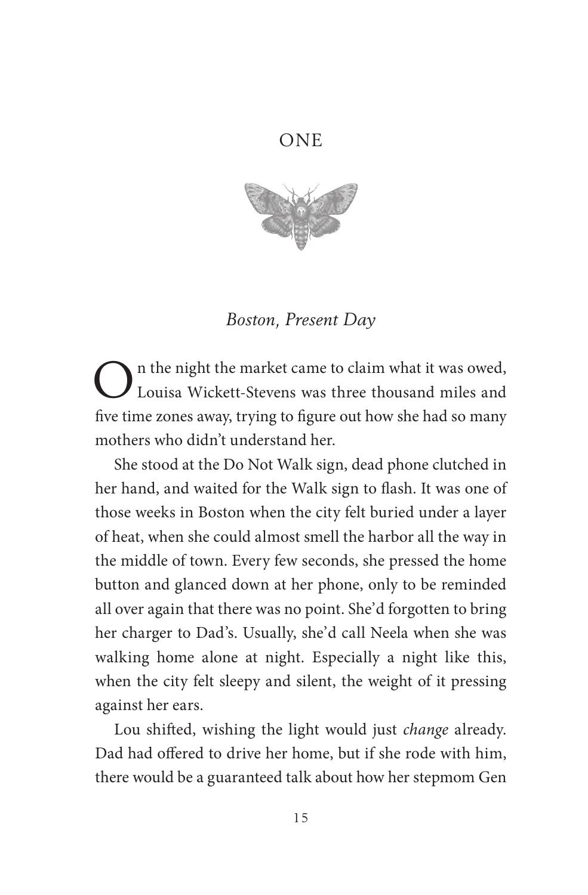# ONE

*Boston, Present Day*

On the night the market came to claim what it was owed, Louisa Wickett-Stevens was three thousand miles and five time zones away, trying to figure out how she had so many mothers who didn't understand her.

She stood at the Do Not Walk sign, dead phone clutched in her hand, and waited for the Walk sign to flash. It was one of those weeks in Boston when the city felt buried under a layer of heat, when she could almost smell the harbor all the way in the middle of town. Every few seconds, she pressed the home button and glanced down at her phone, only to be reminded all over again that there was no point. She'd forgotten to bring her charger to Dad's. Usually, she'd call Neela when she was walking home alone at night. Especially a night like this, when the city felt sleepy and silent, the weight of it pressing against her ears.

Lou shifted, wishing the light would just *change* already. Dad had offered to drive her home, but if she rode with him, there would be a guaranteed talk about how her stepmom Gen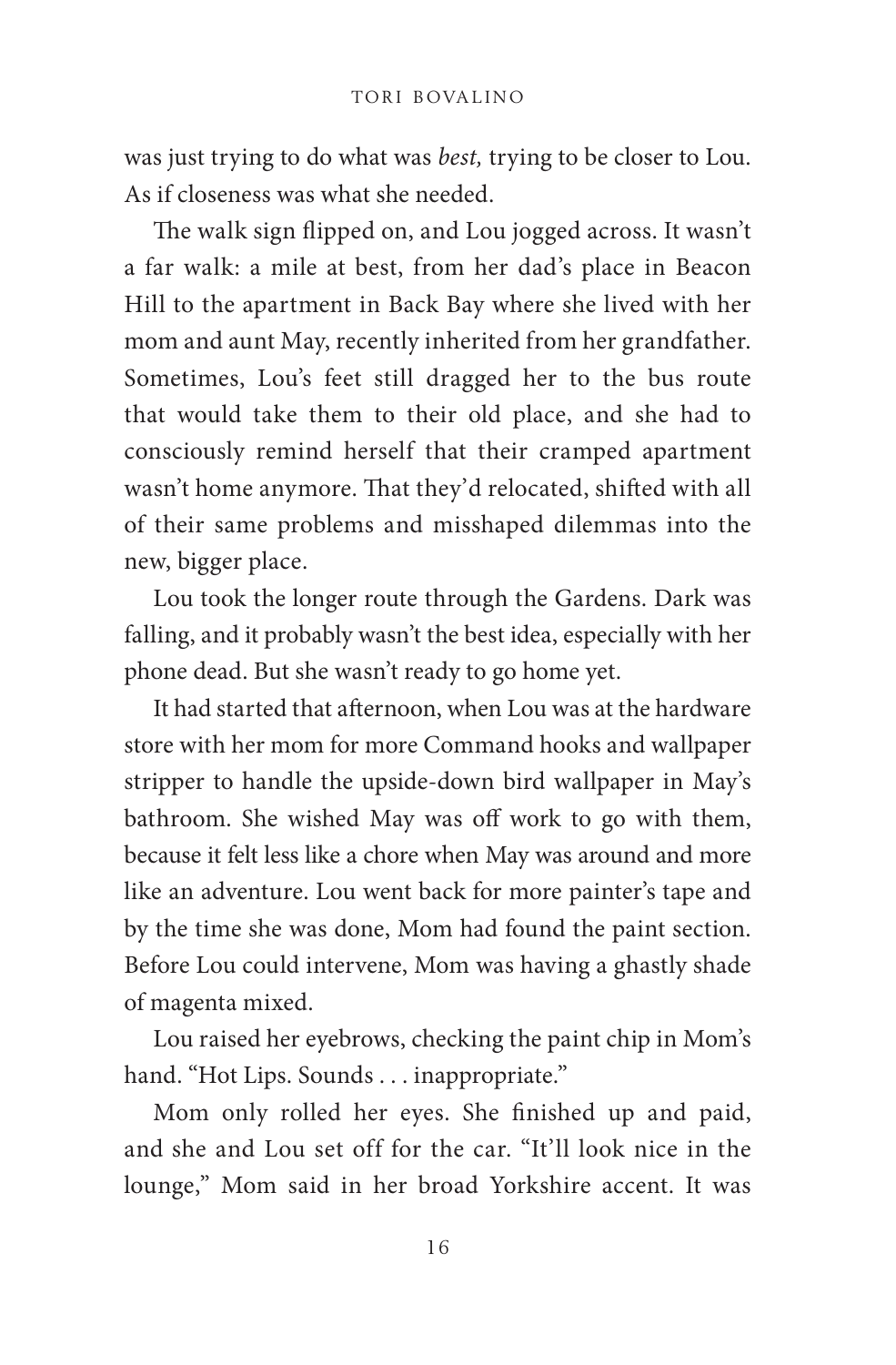was just trying to do what was *best,* trying to be closer to Lou. As if closeness was what she needed.

The walk sign flipped on, and Lou jogged across. It wasn't a far walk: a mile at best, from her dad's place in Beacon Hill to the apartment in Back Bay where she lived with her mom and aunt May, recently inherited from her grandfather. Sometimes, Lou's feet still dragged her to the bus route that would take them to their old place, and she had to consciously remind herself that their cramped apartment wasn't home anymore. That they'd relocated, shifted with all of their same problems and misshaped dilemmas into the new, bigger place.

Lou took the longer route through the Gardens. Dark was falling, and it probably wasn't the best idea, especially with her phone dead. But she wasn't ready to go home yet.

It had started that afternoon, when Lou was at the hardware store with her mom for more Command hooks and wallpaper stripper to handle the upside-down bird wallpaper in May's bathroom. She wished May was off work to go with them, because it felt less like a chore when May was around and more like an adventure. Lou went back for more painter's tape and by the time she was done, Mom had found the paint section. Before Lou could intervene, Mom was having a ghastly shade of magenta mixed.

Lou raised her eyebrows, checking the paint chip in Mom's hand. "Hot Lips. Sounds . . . inappropriate."

Mom only rolled her eyes. She finished up and paid, and she and Lou set off for the car. "It'll look nice in the lounge," Mom said in her broad Yorkshire accent. It was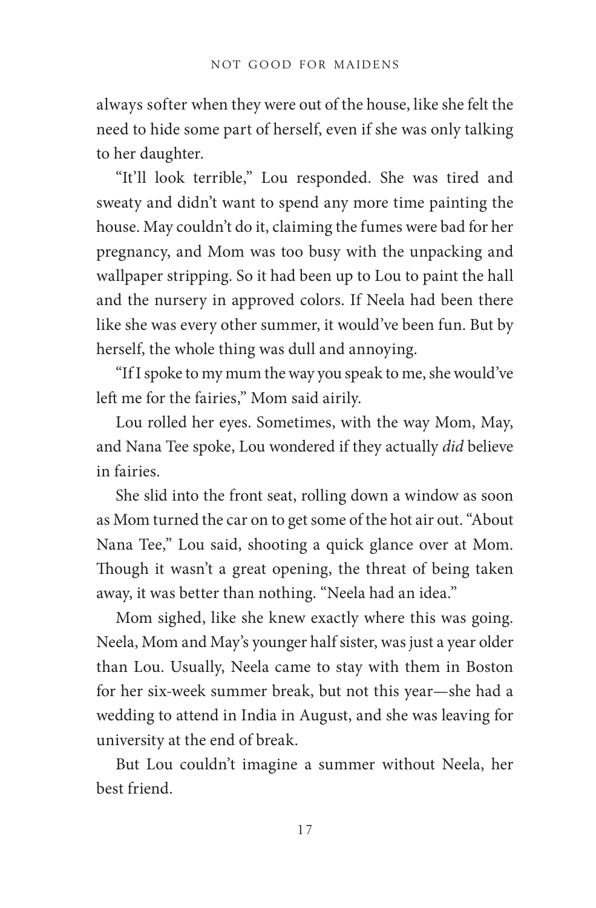always softer when they were out of the house, like she felt the need to hide some part of herself, even if she was only talking to her daughter.

"It'll look terrible," Lou responded. She was tired and sweaty and didn't want to spend any more time painting the house. May couldn't do it, claiming the fumes were bad for her pregnancy, and Mom was too busy with the unpacking and wallpaper stripping. So it had been up to Lou to paint the hall and the nursery in approved colors. If Neela had been there like she was every other summer, it would've been fun. But by herself, the whole thing was dull and annoying.

"If I spoke to my mum the way you speak to me, she would've left me for the fairies," Mom said airily.

Lou rolled her eyes. Sometimes, with the way Mom, May, and Nana Tee spoke, Lou wondered if they actually *did* believe in fairies.

She slid into the front seat, rolling down a window as soon as Mom turned the car on to get some of the hot air out. "About Nana Tee," Lou said, shooting a quick glance over at Mom. Though it wasn't a great opening, the threat of being taken away, it was better than nothing. "Neela had an idea."

Mom sighed, like she knew exactly where this was going. Neela, Mom and May's younger half sister, was just a year older than Lou. Usually, Neela came to stay with them in Boston for her six-week summer break, but not this year—she had a wedding to attend in India in August, and she was leaving for university at the end of break.

But Lou couldn't imagine a summer without Neela, her best friend.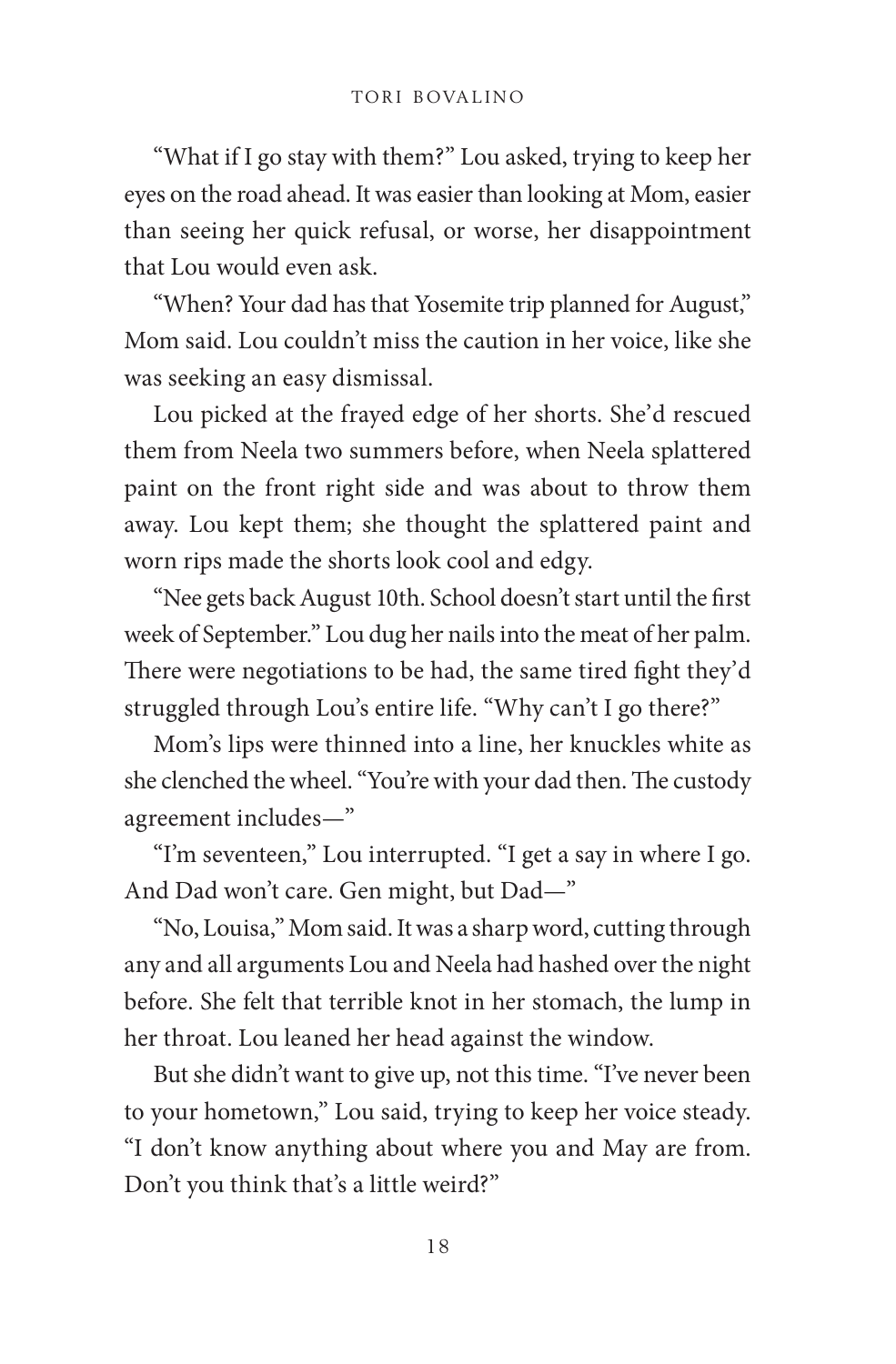"What if I go stay with them?" Lou asked, trying to keep her eyes on the road ahead. It was easier than looking at Mom, easier than seeing her quick refusal, or worse, her disappointment that Lou would even ask.

"When? Your dad has that Yosemite trip planned for August," Mom said. Lou couldn't miss the caution in her voice, like she was seeking an easy dismissal.

Lou picked at the frayed edge of her shorts. She'd rescued them from Neela two summers before, when Neela splattered paint on the front right side and was about to throw them away. Lou kept them; she thought the splattered paint and worn rips made the shorts look cool and edgy.

"Nee gets back August 10th. School doesn't start until the first week of September." Lou dug her nails into the meat of her palm. There were negotiations to be had, the same tired fight they'd struggled through Lou's entire life. "Why can't I go there?"

Mom's lips were thinned into a line, her knuckles white as she clenched the wheel. "You're with your dad then. The custody agreement includes—"

"I'm seventeen," Lou interrupted. "I get a say in where I go. And Dad won't care. Gen might, but Dad—"

"No, Louisa," Mom said. It was a sharp word, cutting through any and all arguments Lou and Neela had hashed over the night before. She felt that terrible knot in her stomach, the lump in her throat. Lou leaned her head against the window.

But she didn't want to give up, not this time. "I've never been to your hometown," Lou said, trying to keep her voice steady. "I don't know anything about where you and May are from. Don't you think that's a little weird?"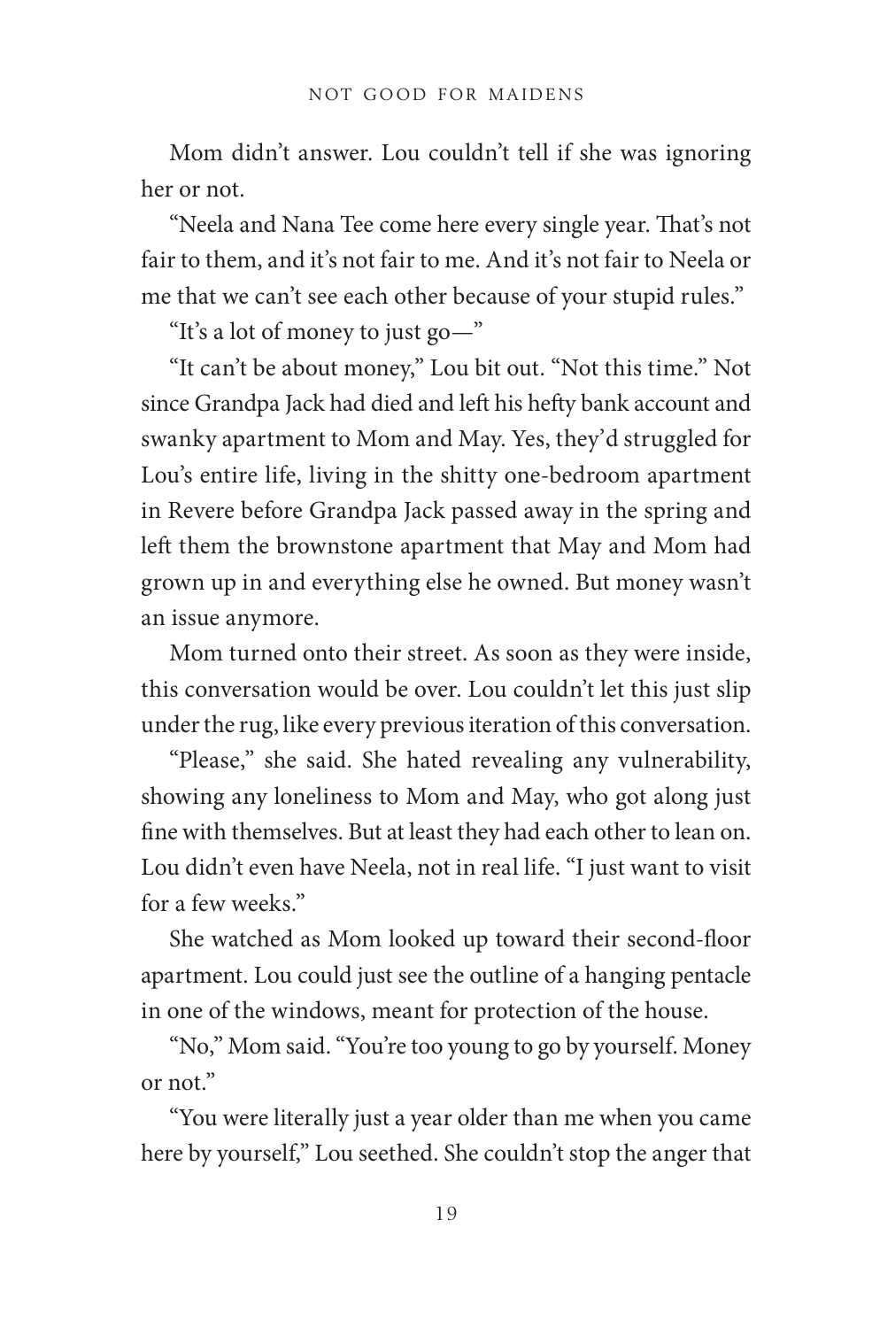Mom didn't answer. Lou couldn't tell if she was ignoring her or not.

"Neela and Nana Tee come here every single year. That's not fair to them, and it's not fair to me. And it's not fair to Neela or me that we can't see each other because of your stupid rules."

"It's a lot of money to just go—"

"It can't be about money," Lou bit out. "Not this time." Not since Grandpa Jack had died and left his hefty bank account and swanky apartment to Mom and May. Yes, they'd struggled for Lou's entire life, living in the shitty one-bedroom apartment in Revere before Grandpa Jack passed away in the spring and left them the brownstone apartment that May and Mom had grown up in and everything else he owned. But money wasn't an issue anymore.

Mom turned onto their street. As soon as they were inside, this conversation would be over. Lou couldn't let this just slip under the rug, like every previous iteration of this conversation.

"Please," she said. She hated revealing any vulnerability, showing any loneliness to Mom and May, who got along just fine with themselves. But at least they had each other to lean on. Lou didn't even have Neela, not in real life. "I just want to visit for a few weeks."

She watched as Mom looked up toward their second-floor apartment. Lou could just see the outline of a hanging pentacle in one of the windows, meant for protection of the house.

"No," Mom said. "You're too young to go by yourself. Money or not."

"You were literally just a year older than me when you came here by yourself," Lou seethed. She couldn't stop the anger that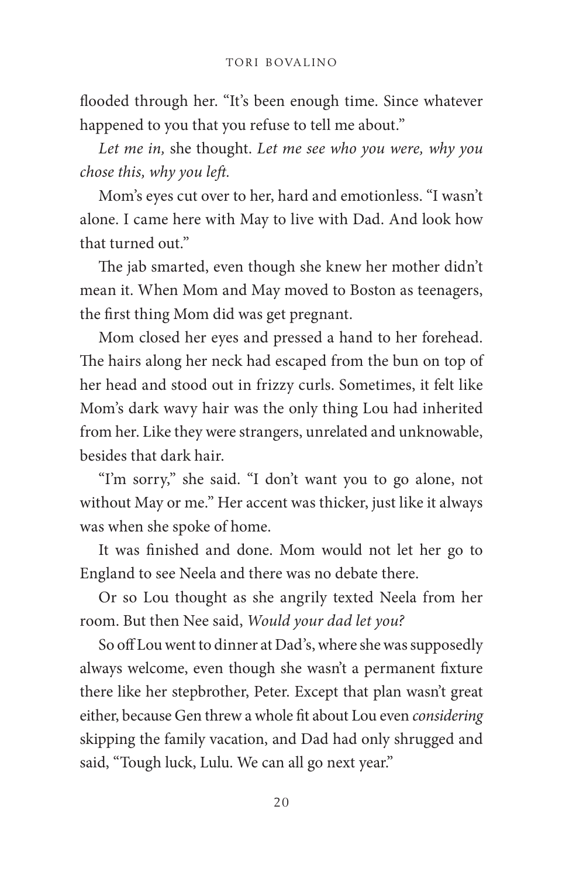flooded through her. "It's been enough time. Since whatever happened to you that you refuse to tell me about."

*Let me in,* she thought. *Let me see who you were, why you chose this, why you left.*

Mom's eyes cut over to her, hard and emotionless. "I wasn't alone. I came here with May to live with Dad. And look how that turned out."

The jab smarted, even though she knew her mother didn't mean it. When Mom and May moved to Boston as teenagers, the first thing Mom did was get pregnant.

Mom closed her eyes and pressed a hand to her forehead. The hairs along her neck had escaped from the bun on top of her head and stood out in frizzy curls. Sometimes, it felt like Mom's dark wavy hair was the only thing Lou had inherited from her. Like they were strangers, unrelated and unknowable, besides that dark hair.

"I'm sorry," she said. "I don't want you to go alone, not without May or me." Her accent was thicker, just like it always was when she spoke of home.

It was finished and done. Mom would not let her go to England to see Neela and there was no debate there.

Or so Lou thought as she angrily texted Neela from her room. But then Nee said, *Would your dad let you?*

So off Lou went to dinner at Dad's, where she was supposedly always welcome, even though she wasn't a permanent fixture there like her stepbrother, Peter. Except that plan wasn't great either, because Gen threw a whole fit about Lou even *considering* skipping the family vacation, and Dad had only shrugged and said, "Tough luck, Lulu. We can all go next year."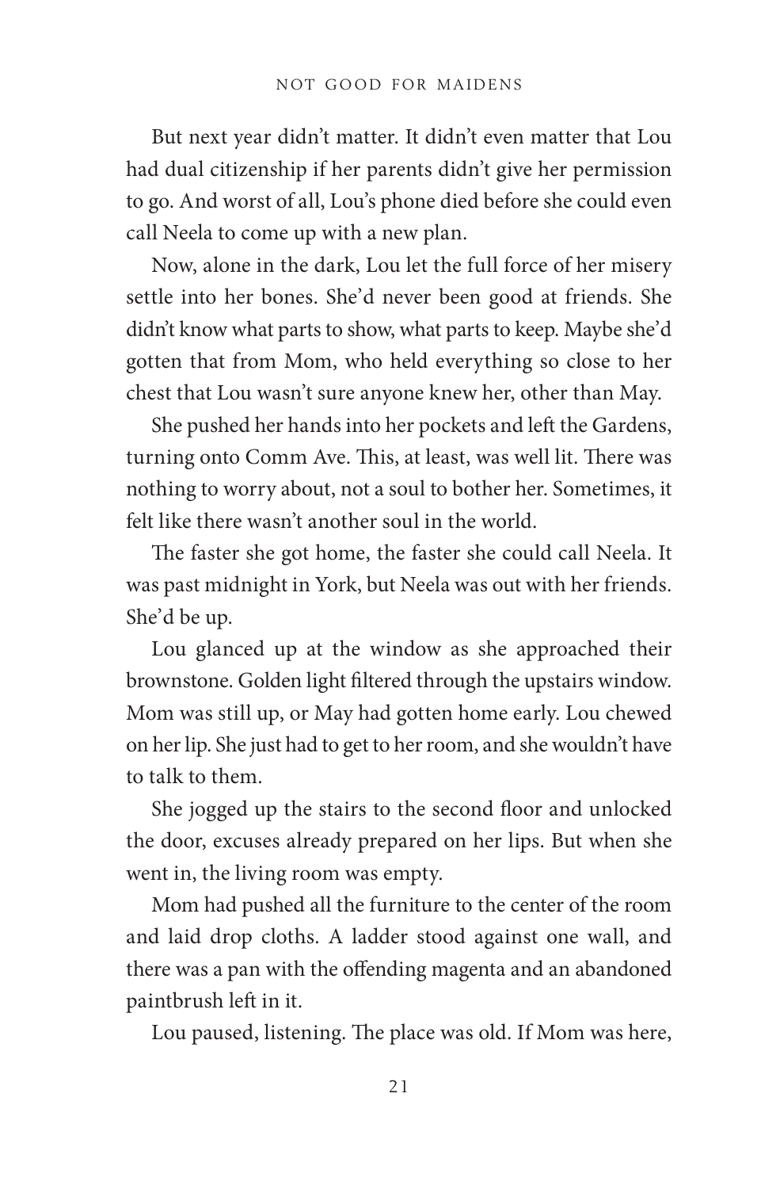But next year didn't matter. It didn't even matter that Lou had dual citizenship if her parents didn't give her permission to go. And worst of all, Lou's phone died before she could even call Neela to come up with a new plan.

Now, alone in the dark, Lou let the full force of her misery settle into her bones. She'd never been good at friends. She didn't know what parts to show, what parts to keep. Maybe she'd gotten that from Mom, who held everything so close to her chest that Lou wasn't sure anyone knew her, other than May.

She pushed her hands into her pockets and left the Gardens, turning onto Comm Ave. This, at least, was well lit. There was nothing to worry about, not a soul to bother her. Sometimes, it felt like there wasn't another soul in the world.

The faster she got home, the faster she could call Neela. It was past midnight in York, but Neela was out with her friends. She'd be up.

Lou glanced up at the window as she approached their brownstone. Golden light filtered through the upstairs window. Mom was still up, or May had gotten home early. Lou chewed on her lip. She just had to get to her room, and she wouldn't have to talk to them.

She jogged up the stairs to the second floor and unlocked the door, excuses already prepared on her lips. But when she went in, the living room was empty.

Mom had pushed all the furniture to the center of the room and laid drop cloths. A ladder stood against one wall, and there was a pan with the offending magenta and an abandoned paintbrush left in it.

Lou paused, listening. The place was old. If Mom was here,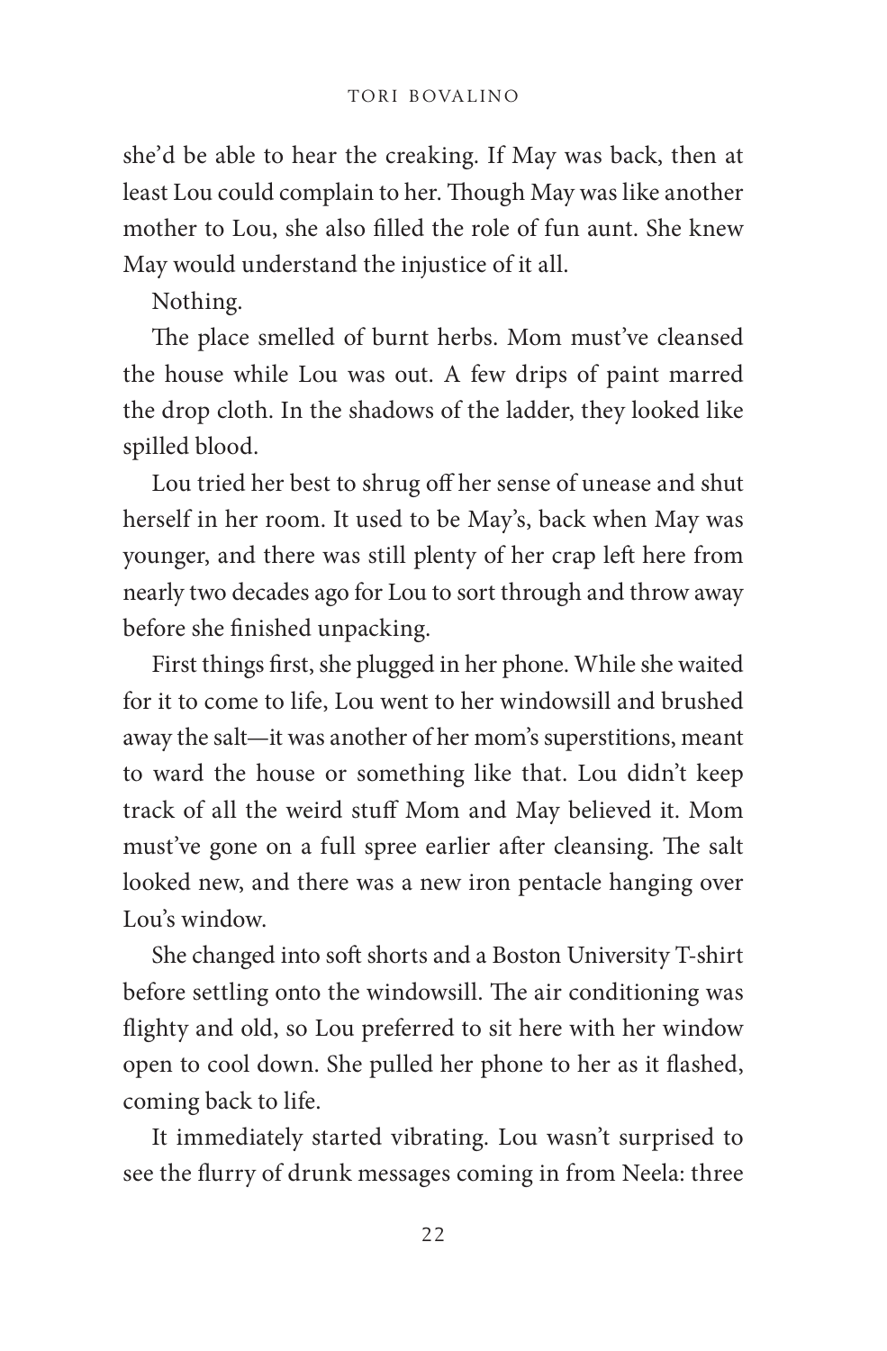she'd be able to hear the creaking. If May was back, then at least Lou could complain to her. Though May was like another mother to Lou, she also filled the role of fun aunt. She knew May would understand the injustice of it all.

Nothing.

The place smelled of burnt herbs. Mom must've cleansed the house while Lou was out. A few drips of paint marred the drop cloth. In the shadows of the ladder, they looked like spilled blood.

Lou tried her best to shrug off her sense of unease and shut herself in her room. It used to be May's, back when May was younger, and there was still plenty of her crap left here from nearly two decades ago for Lou to sort through and throw away before she finished unpacking.

First things first, she plugged in her phone. While she waited for it to come to life, Lou went to her windowsill and brushed away the salt—it was another of her mom's superstitions, meant to ward the house or something like that. Lou didn't keep track of all the weird stuff Mom and May believed it. Mom must've gone on a full spree earlier after cleansing. The salt looked new, and there was a new iron pentacle hanging over Lou's window.

She changed into soft shorts and a Boston University T-shirt before settling onto the windowsill. The air conditioning was flighty and old, so Lou preferred to sit here with her window open to cool down. She pulled her phone to her as it flashed, coming back to life.

It immediately started vibrating. Lou wasn't surprised to see the flurry of drunk messages coming in from Neela: three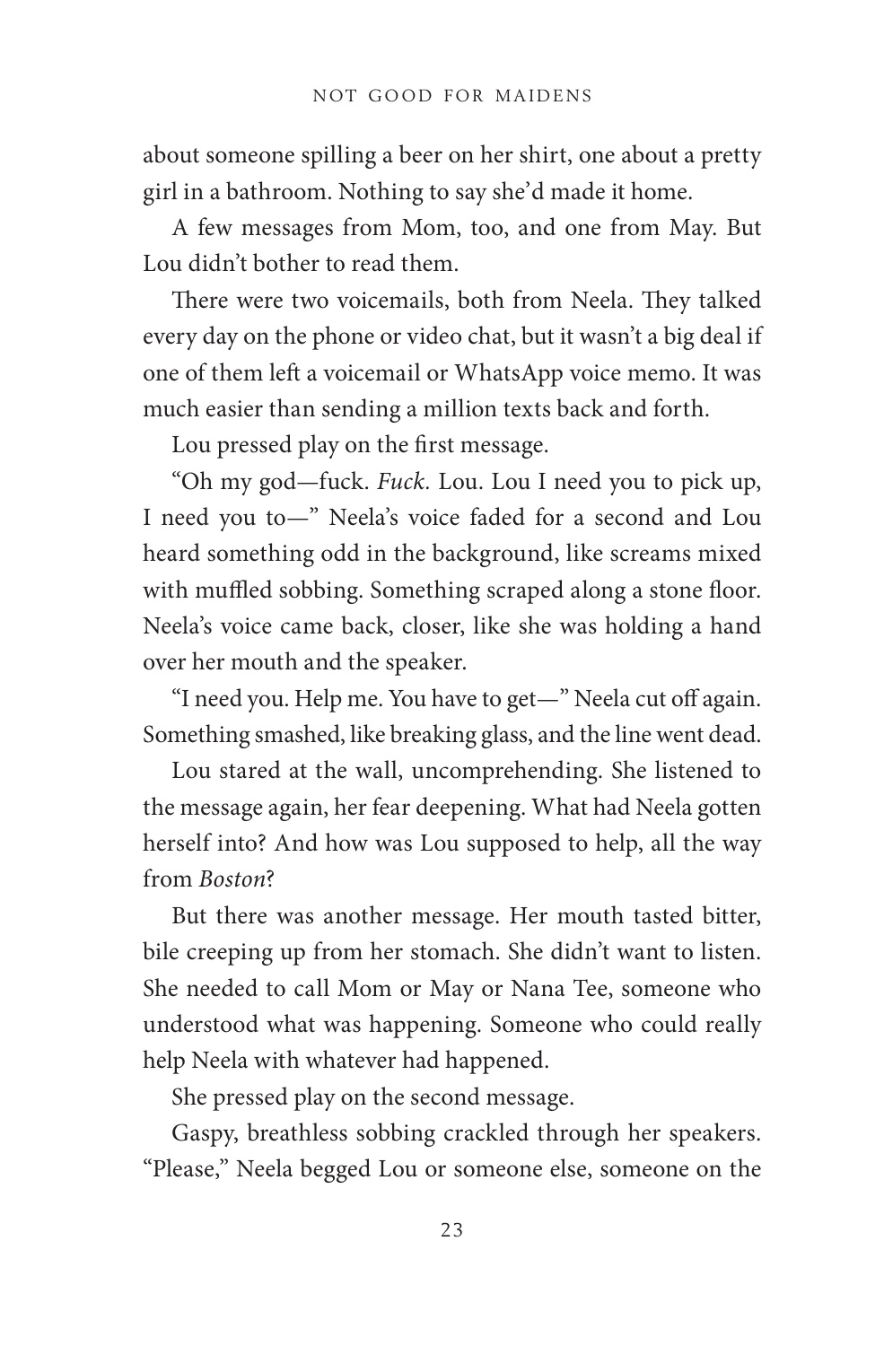about someone spilling a beer on her shirt, one about a pretty girl in a bathroom. Nothing to say she'd made it home.

A few messages from Mom, too, and one from May. But Lou didn't bother to read them.

There were two voicemails, both from Neela. They talked every day on the phone or video chat, but it wasn't a big deal if one of them left a voicemail or WhatsApp voice memo. It was much easier than sending a million texts back and forth.

Lou pressed play on the first message.

"Oh my god—fuck. *Fuck*. Lou. Lou I need you to pick up, I need you to—" Neela's voice faded for a second and Lou heard something odd in the background, like screams mixed with muffled sobbing. Something scraped along a stone floor. Neela's voice came back, closer, like she was holding a hand over her mouth and the speaker.

"I need you. Help me. You have to get—" Neela cut off again. Something smashed, like breaking glass, and the line went dead.

Lou stared at the wall, uncomprehending. She listened to the message again, her fear deepening. What had Neela gotten herself into? And how was Lou supposed to help, all the way from *Boston*?

But there was another message. Her mouth tasted bitter, bile creeping up from her stomach. She didn't want to listen. She needed to call Mom or May or Nana Tee, someone who understood what was happening. Someone who could really help Neela with whatever had happened.

She pressed play on the second message.

Gaspy, breathless sobbing crackled through her speakers. "Please," Neela begged Lou or someone else, someone on the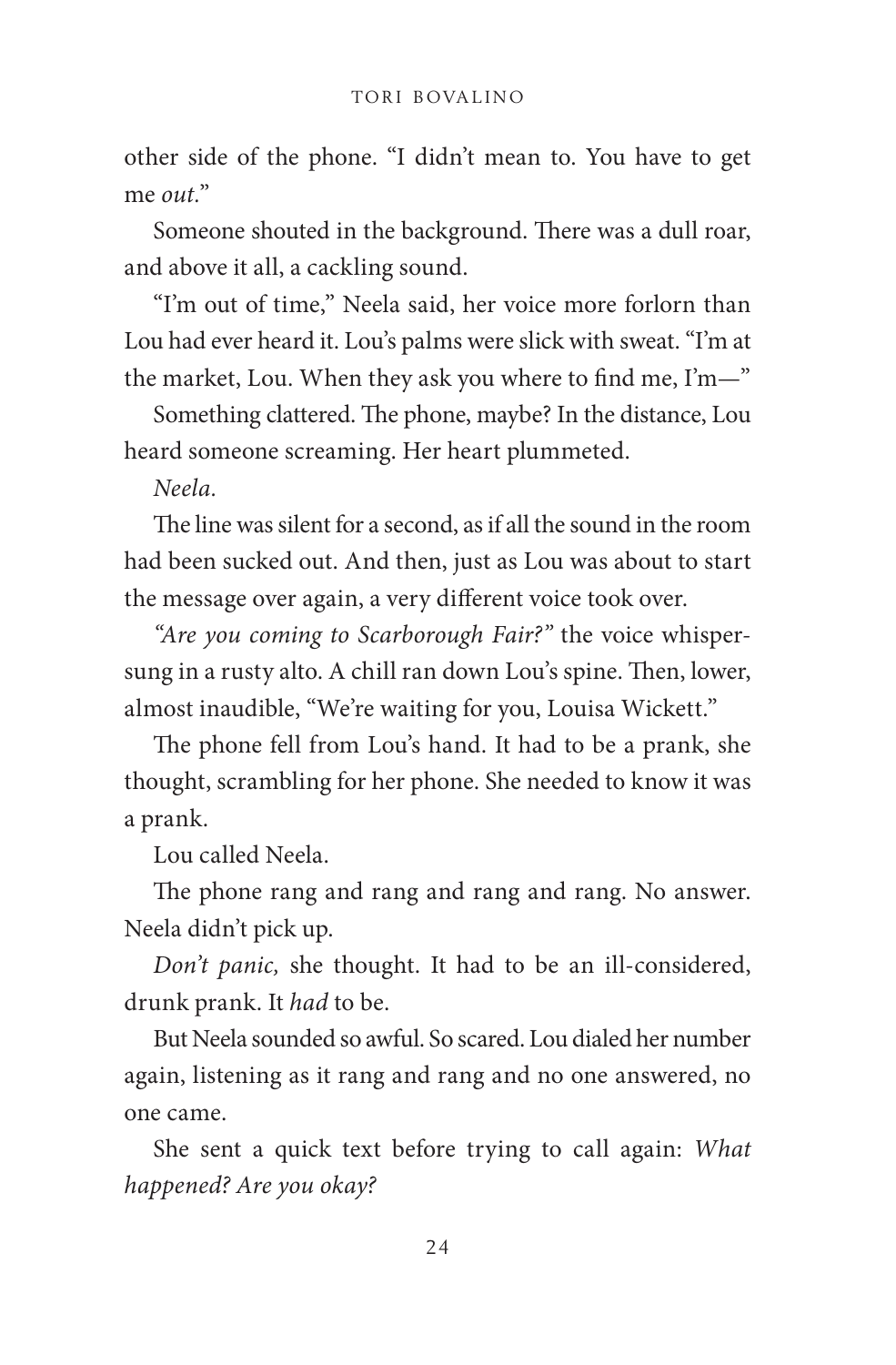other side of the phone. "I didn't mean to. You have to get me *out*."

Someone shouted in the background. There was a dull roar, and above it all, a cackling sound.

"I'm out of time," Neela said, her voice more forlorn than Lou had ever heard it. Lou's palms were slick with sweat. "I'm at the market, Lou. When they ask you where to find me, I'm—"

Something clattered. The phone, maybe? In the distance, Lou heard someone screaming. Her heart plummeted.

*Neela.*

The line was silent for a second, as if all the sound in the room had been sucked out. And then, just as Lou was about to start the message over again, a very different voice took over.

*"Are you coming to Scarborough Fair?"* the voice whisper-sung in a rusty alto. A chill ran down Lou's spine. Then, lower, almost inaudible, "We're waiting for you, Louisa Wickett."

The phone fell from Lou's hand. It had to be a prank, she thought, scrambling for her phone. She needed to know it was a prank.

Lou called Neela.

The phone rang and rang and rang and rang. No answer. Neela didn't pick up.

*Don't panic,* she thought. It had to be an ill-considered, drunk prank. It *had* to be.

But Neela sounded so awful. So scared. Lou dialed her number again, listening as it rang and rang and no one answered, no one came.

She sent a quick text before trying to call again: *What happened? Are you okay?*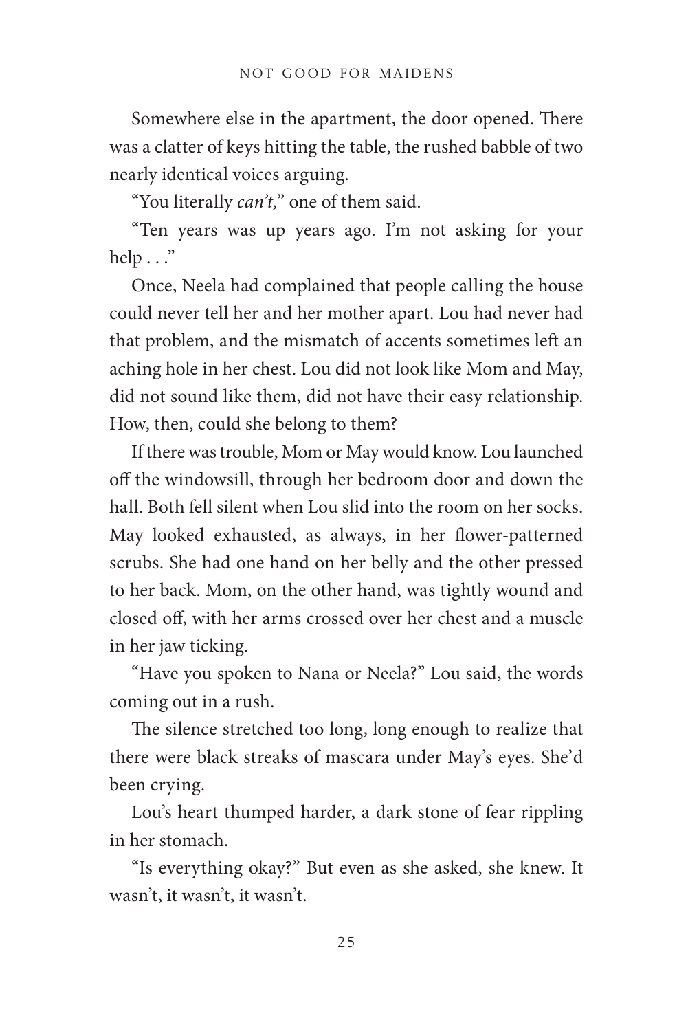Somewhere else in the apartment, the door opened. There was a clatter of keys hitting the table, the rushed babble of two nearly identical voices arguing.

"You literally *can't,*" one of them said.

"Ten years was up years ago. I'm not asking for your help . . ."

Once, Neela had complained that people calling the house could never tell her and her mother apart. Lou had never had that problem, and the mismatch of accents sometimes left an aching hole in her chest. Lou did not look like Mom and May, did not sound like them, did not have their easy relationship. How, then, could she belong to them?

If there was trouble, Mom or May would know. Lou launched off the windowsill, through her bedroom door and down the hall. Both fell silent when Lou slid into the room on her socks. May looked exhausted, as always, in her flower-patterned scrubs. She had one hand on her belly and the other pressed to her back. Mom, on the other hand, was tightly wound and closed off, with her arms crossed over her chest and a muscle in her jaw ticking.

"Have you spoken to Nana or Neela?" Lou said, the words coming out in a rush.

The silence stretched too long, long enough to realize that there were black streaks of mascara under May's eyes. She'd been crying.

Lou's heart thumped harder, a dark stone of fear rippling in her stomach.

"Is everything okay?" But even as she asked, she knew. It wasn't, it wasn't, it wasn't.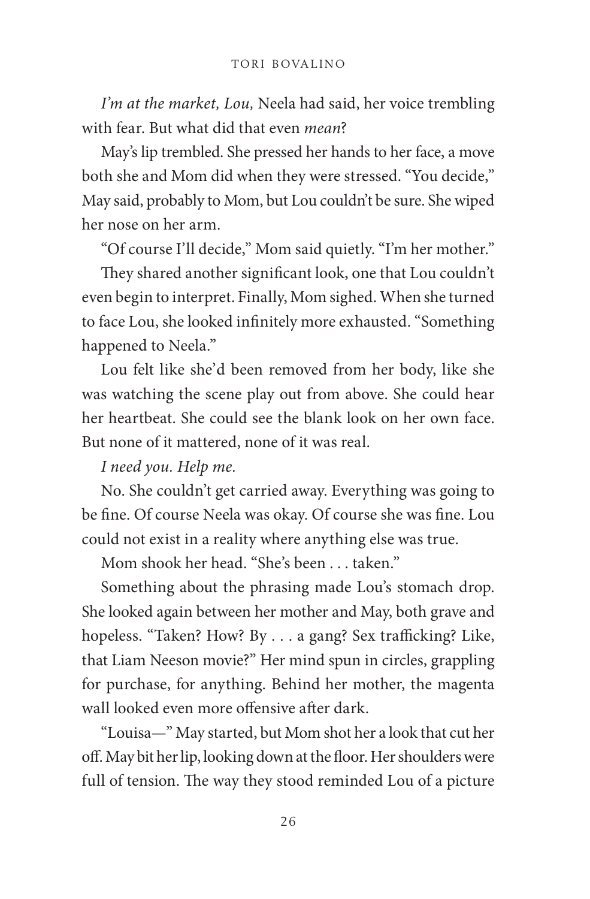*I'm at the market, Lou,* Neela had said, her voice trembling with fear. But what did that even *mean*?

May's lip trembled. She pressed her hands to her face, a move both she and Mom did when they were stressed. "You decide," May said, probably to Mom, but Lou couldn't be sure. She wiped her nose on her arm.

"Of course I'll decide," Mom said quietly. "I'm her mother."

They shared another significant look, one that Lou couldn't even begin to interpret. Finally, Mom sighed. When she turned to face Lou, she looked infinitely more exhausted. "Something happened to Neela."

Lou felt like she'd been removed from her body, like she was watching the scene play out from above. She could hear her heartbeat. She could see the blank look on her own face. But none of it mattered, none of it was real.

*I need you. Help me.*

No. She couldn't get carried away. Everything was going to be fine. Of course Neela was okay. Of course she was fine. Lou could not exist in a reality where anything else was true.

Mom shook her head. "She's been . . . taken."

Something about the phrasing made Lou's stomach drop. She looked again between her mother and May, both grave and hopeless. "Taken? How? By . . . a gang? Sex trafficking? Like, that Liam Neeson movie?" Her mind spun in circles, grappling for purchase, for anything. Behind her mother, the magenta wall looked even more offensive after dark.

"Louisa—" May started, but Mom shot her a look that cut her off. May bit her lip, looking down at the floor. Her shoulders were full of tension. The way they stood reminded Lou of a picture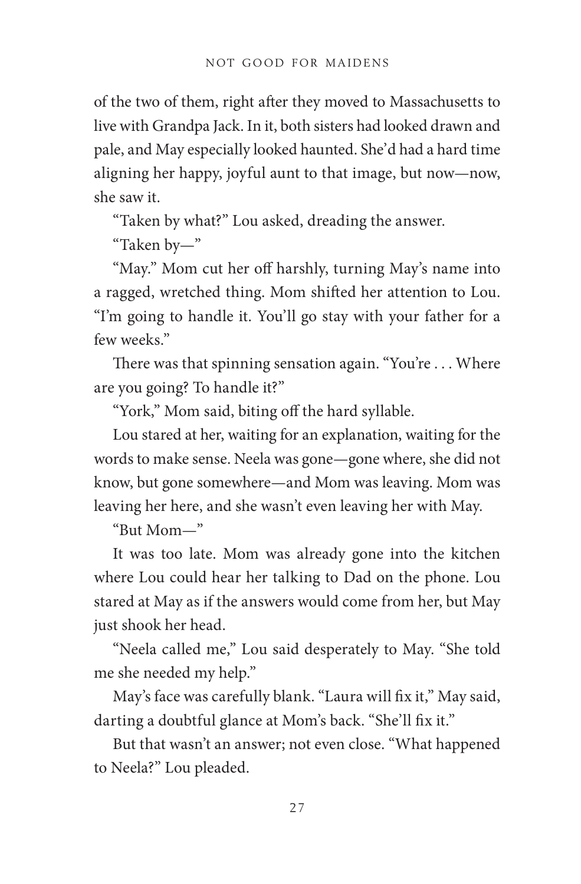of the two of them, right after they moved to Massachusetts to live with Grandpa Jack. In it, both sisters had looked drawn and pale, and May especially looked haunted. She'd had a hard time aligning her happy, joyful aunt to that image, but now—now, she saw it.

"Taken by what?" Lou asked, dreading the answer.

"Taken by—"

"May." Mom cut her off harshly, turning May's name into a ragged, wretched thing. Mom shifted her attention to Lou. "I'm going to handle it. You'll go stay with your father for a few weeks."

There was that spinning sensation again. "You're . . . Where are you going? To handle it?"

"York," Mom said, biting off the hard syllable.

Lou stared at her, waiting for an explanation, waiting for the words to make sense. Neela was gone—gone where, she did not know, but gone somewhere—and Mom was leaving. Mom was leaving her here, and she wasn't even leaving her with May.

"But Mom—"

It was too late. Mom was already gone into the kitchen where Lou could hear her talking to Dad on the phone. Lou stared at May as if the answers would come from her, but May just shook her head.

"Neela called me," Lou said desperately to May. "She told me she needed my help."

May's face was carefully blank. "Laura will fix it," May said, darting a doubtful glance at Mom's back. "She'll fix it."

But that wasn't an answer; not even close. "What happened to Neela?" Lou pleaded.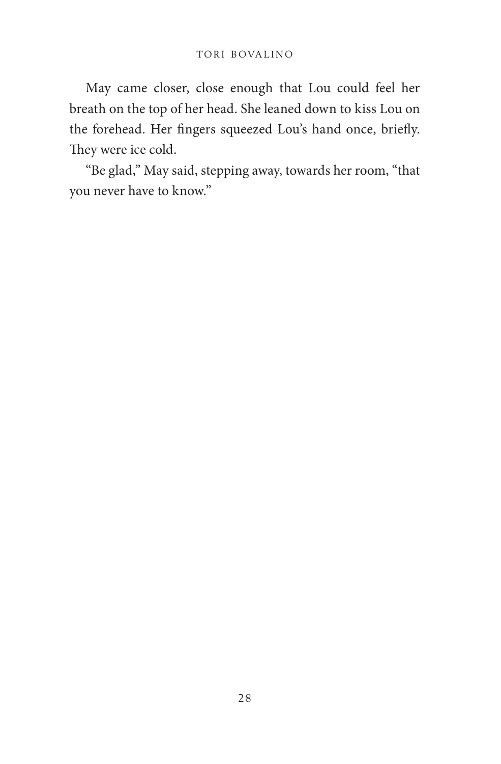May came closer, close enough that Lou could feel her breath on the top of her head. She leaned down to kiss Lou on the forehead. Her fingers squeezed Lou's hand once, briefly. They were ice cold.

"Be glad," May said, stepping away, towards her room, "that you never have to know."